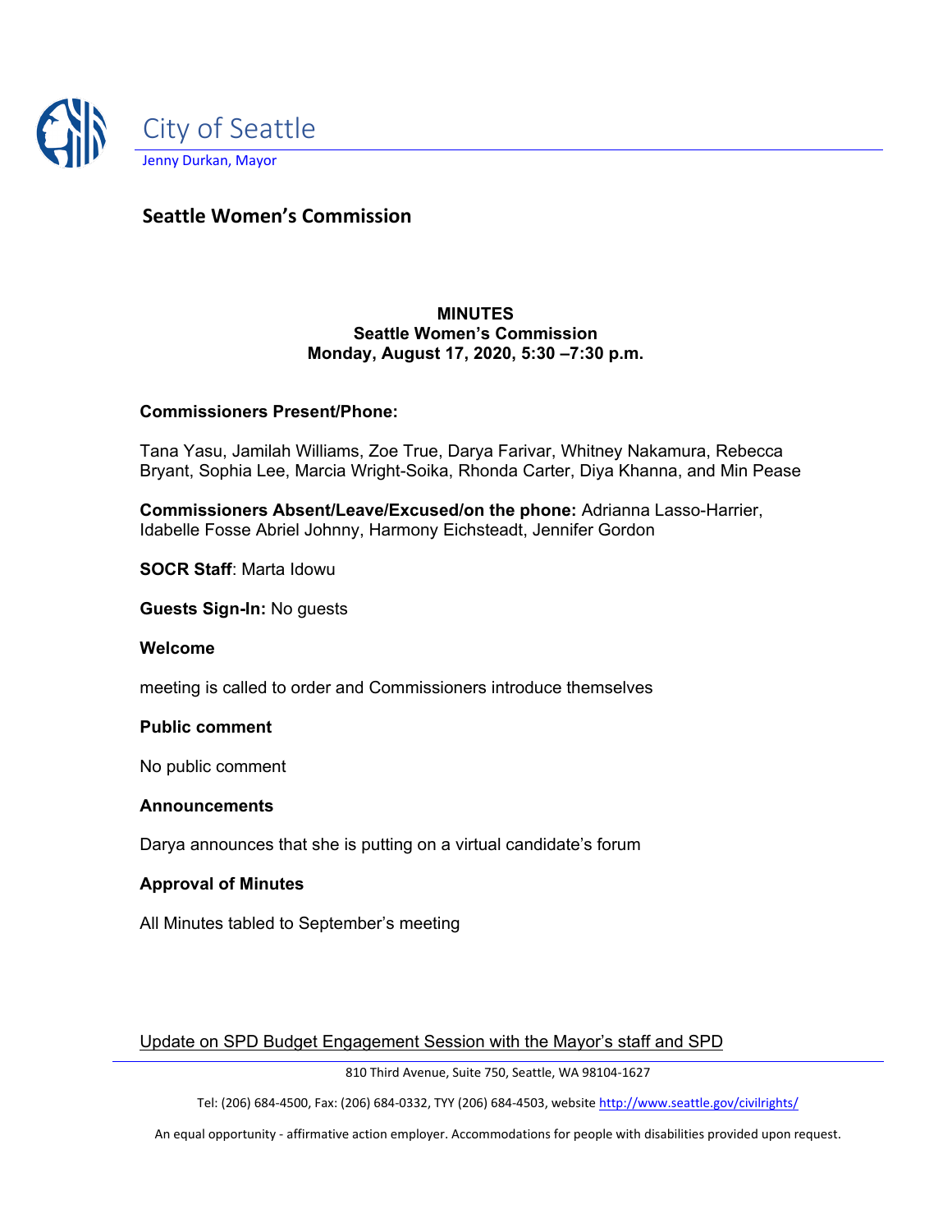City of Seattle

Jenny Durkan, Mayor

## Seattle Women's Commission

**MINUTES**
**Seattle Women's Commission**
**Monday, August 17, 2020, 5:30 –7:30 p.m.**

**Commissioners Present/Phone:**

Tana Yasu, Jamilah Williams, Zoe True, Darya Farivar, Whitney Nakamura, Rebecca Bryant, Sophia Lee, Marcia Wright-Soika, Rhonda Carter, Diya Khanna, and Min Pease

**Commissioners Absent/Leave/Excused/on the phone:** Adrianna Lasso-Harrier, Idabelle Fosse Abriel Johnny, Harmony Eichsteadt, Jennifer Gordon

**SOCR Staff**: Marta Idowu

**Guests Sign-In:** No guests

**Welcome**

meeting is called to order and Commissioners introduce themselves

**Public comment**

No public comment

**Announcements**

Darya announces that she is putting on a virtual candidate's forum

**Approval of Minutes**

All Minutes tabled to September's meeting

Update on SPD Budget Engagement Session with the Mayor's staff and SPD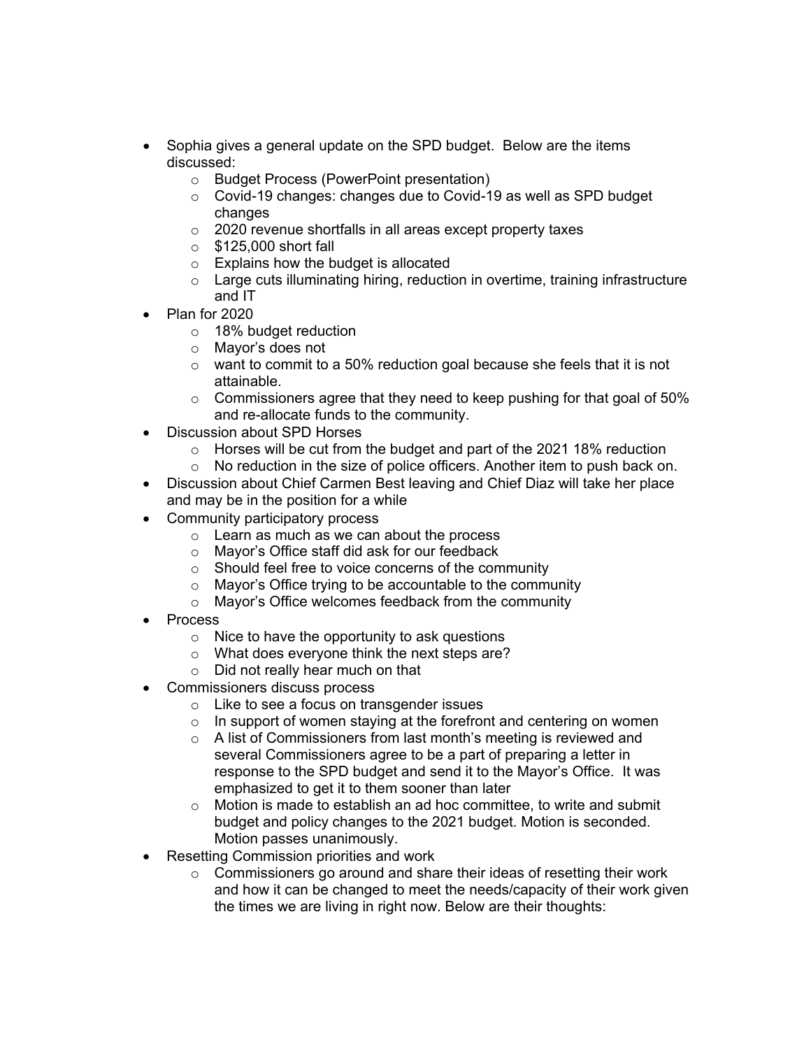- Sophia gives a general update on the SPD budget. Below are the items discussed:
  - Budget Process (PowerPoint presentation)
  - Covid-19 changes: changes due to Covid-19 as well as SPD budget changes
  - 2020 revenue shortfalls in all areas except property taxes
  - $125,000 short fall
  - Explains how the budget is allocated
  - Large cuts illuminating hiring, reduction in overtime, training infrastructure and IT
- Plan for 2020
  - 18% budget reduction
  - Mayor's does not
  - want to commit to a 50% reduction goal because she feels that it is not attainable.
  - Commissioners agree that they need to keep pushing for that goal of 50% and re-allocate funds to the community.
- Discussion about SPD Horses
  - Horses will be cut from the budget and part of the 2021 18% reduction
  - No reduction in the size of police officers. Another item to push back on.
- Discussion about Chief Carmen Best leaving and Chief Diaz will take her place and may be in the position for a while
- Community participatory process
  - Learn as much as we can about the process
  - Mayor's Office staff did ask for our feedback
  - Should feel free to voice concerns of the community
  - Mayor's Office trying to be accountable to the community
  - Mayor's Office welcomes feedback from the community
- Process
  - Nice to have the opportunity to ask questions
  - What does everyone think the next steps are?
  - Did not really hear much on that
- Commissioners discuss process
  - Like to see a focus on transgender issues
  - In support of women staying at the forefront and centering on women
  - A list of Commissioners from last month's meeting is reviewed and several Commissioners agree to be a part of preparing a letter in response to the SPD budget and send it to the Mayor's Office. It was emphasized to get it to them sooner than later
  - Motion is made to establish an ad hoc committee, to write and submit budget and policy changes to the 2021 budget. Motion is seconded. Motion passes unanimously.
- Resetting Commission priorities and work
  - Commissioners go around and share their ideas of resetting their work and how it can be changed to meet the needs/capacity of their work given the times we are living in right now. Below are their thoughts: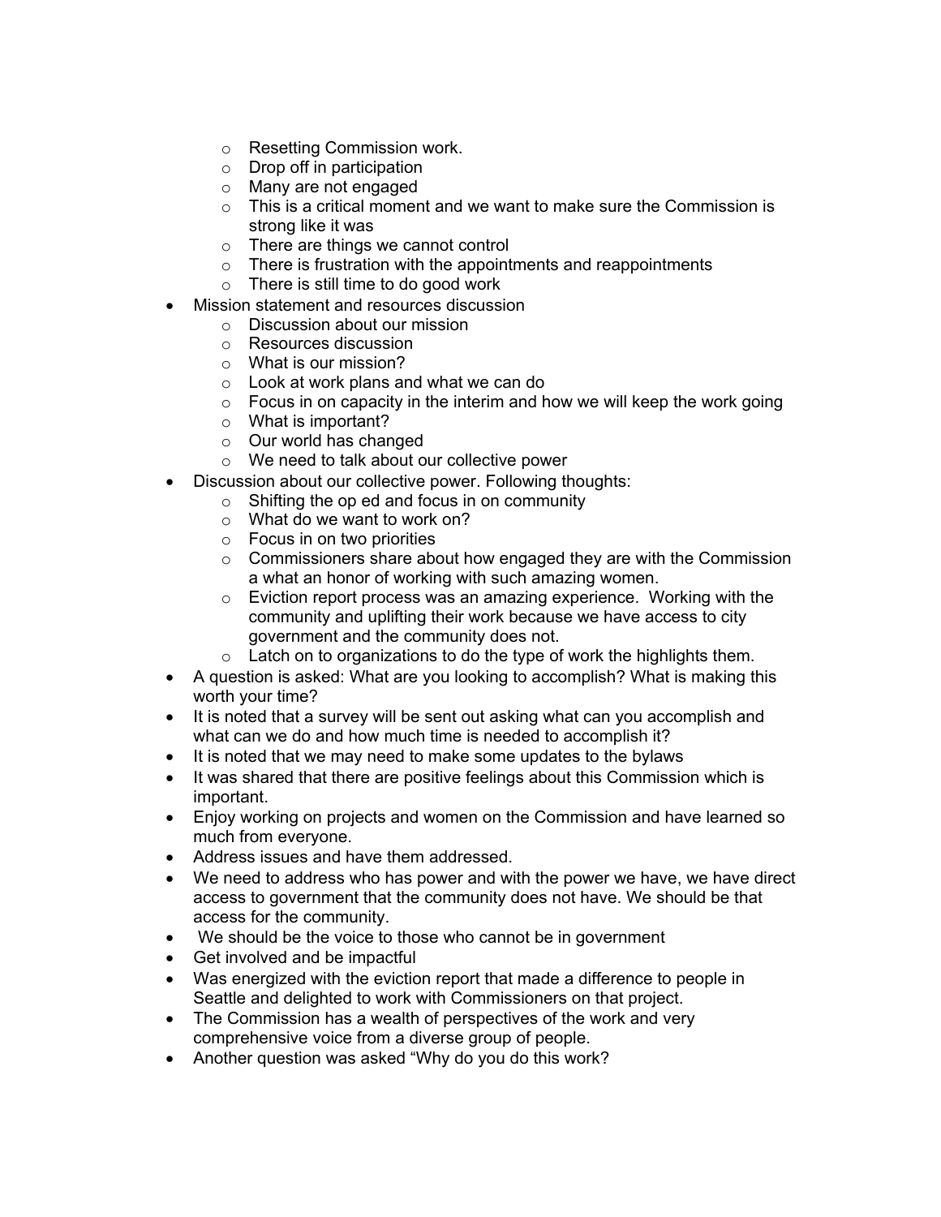- Resetting Commission work.
  - Drop off in participation
  - Many are not engaged
  - This is a critical moment and we want to make sure the Commission is strong like it was
  - There are things we cannot control
  - There is frustration with the appointments and reappointments
  - There is still time to do good work
- Mission statement and resources discussion
  - Discussion about our mission
  - Resources discussion
  - What is our mission?
  - Look at work plans and what we can do
  - Focus in on capacity in the interim and how we will keep the work going
  - What is important?
  - Our world has changed
  - We need to talk about our collective power
- Discussion about our collective power. Following thoughts:
  - Shifting the op ed and focus in on community
  - What do we want to work on?
  - Focus in on two priorities
  - Commissioners share about how engaged they are with the Commission a what an honor of working with such amazing women.
  - Eviction report process was an amazing experience. Working with the community and uplifting their work because we have access to city government and the community does not.
  - Latch on to organizations to do the type of work the highlights them.
- A question is asked: What are you looking to accomplish? What is making this worth your time?
- It is noted that a survey will be sent out asking what can you accomplish and what can we do and how much time is needed to accomplish it?
- It is noted that we may need to make some updates to the bylaws
- It was shared that there are positive feelings about this Commission which is important.
- Enjoy working on projects and women on the Commission and have learned so much from everyone.
- Address issues and have them addressed.
- We need to address who has power and with the power we have, we have direct access to government that the community does not have. We should be that access for the community.
- We should be the voice to those who cannot be in government
- Get involved and be impactful
- Was energized with the eviction report that made a difference to people in Seattle and delighted to work with Commissioners on that project.
- The Commission has a wealth of perspectives of the work and very comprehensive voice from a diverse group of people.
- Another question was asked "Why do you do this work?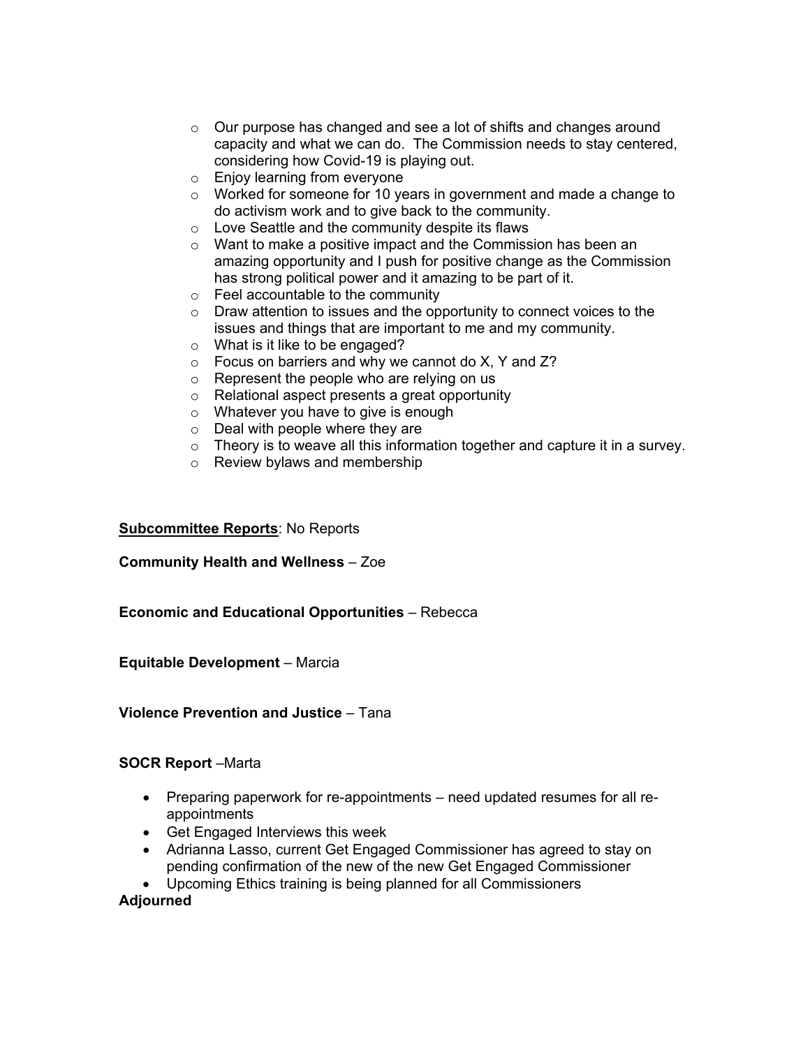- Our purpose has changed and see a lot of shifts and changes around capacity and what we can do. The Commission needs to stay centered, considering how Covid-19 is playing out.
- Enjoy learning from everyone
- Worked for someone for 10 years in government and made a change to do activism work and to give back to the community.
- Love Seattle and the community despite its flaws
- Want to make a positive impact and the Commission has been an amazing opportunity and I push for positive change as the Commission has strong political power and it amazing to be part of it.
- Feel accountable to the community
- Draw attention to issues and the opportunity to connect voices to the issues and things that are important to me and my community.
- What is it like to be engaged?
- Focus on barriers and why we cannot do X, Y and Z?
- Represent the people who are relying on us
- Relational aspect presents a great opportunity
- Whatever you have to give is enough
- Deal with people where they are
- Theory is to weave all this information together and capture it in a survey.
- Review bylaws and membership

**<u>Subcommittee Reports</u>**: No Reports

**Community Health and Wellness** – Zoe

**Economic and Educational Opportunities** – Rebecca

**Equitable Development** – Marcia

**Violence Prevention and Justice** – Tana

**SOCR Report** –Marta

- Preparing paperwork for re-appointments – need updated resumes for all re-appointments
- Get Engaged Interviews this week
- Adrianna Lasso, current Get Engaged Commissioner has agreed to stay on pending confirmation of the new of the new Get Engaged Commissioner
- Upcoming Ethics training is being planned for all Commissioners

**Adjourned**